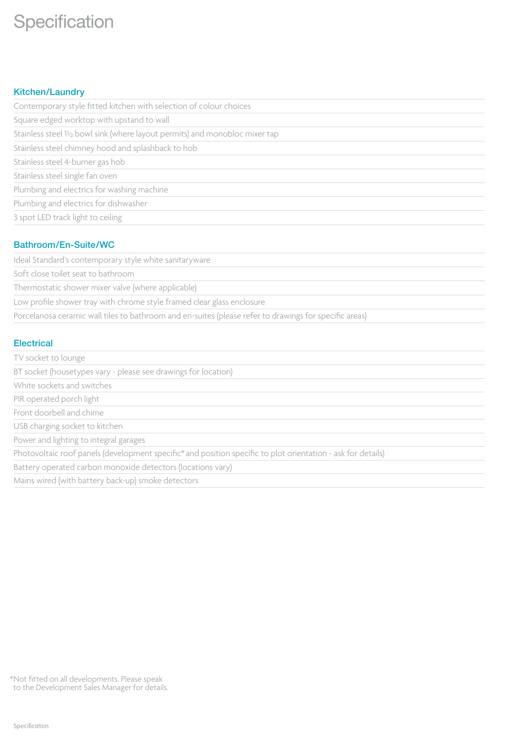# Specification

## Kitchen/Laundry

- Contemporary style fitted kitchen with selection of colour choices
- Square edged worktop with upstand to wall
- Stainless steel 1½ bowl sink (where layout permits) and monobloc mixer tap
- Stainless steel chimney hood and splashback to hob
- Stainless steel 4-burner gas hob
- Stainless steel single fan oven
- Plumbing and electrics for washing machine
- Plumbing and electrics for dishwasher
- 3 spot LED track light to ceiling

## Bathroom/En-Suite/WC

- Ideal Standard's contemporary style white sanitaryware
- Soft close toilet seat to bathroom
- Thermostatic shower mixer valve (where applicable)
- Low profile shower tray with chrome style framed clear glass enclosure
- Porcelanosa ceramic wall tiles to bathroom and en-suites (please refer to drawings for specific areas)

## Electrical

- TV socket to lounge
- BT socket (housetypes vary - please see drawings for location)
- White sockets and switches
- PIR operated porch light
- Front doorbell and chime
- USB charging socket to kitchen
- Power and lighting to integral garages
- Photovoltaic roof panels (development specific* and position specific to plot orientation - ask for details)
- Battery operated carbon monoxide detectors (locations vary)
- Mains wired (with battery back-up) smoke detectors

*Not fitted on all developments. Please speak to the Development Sales Manager for details.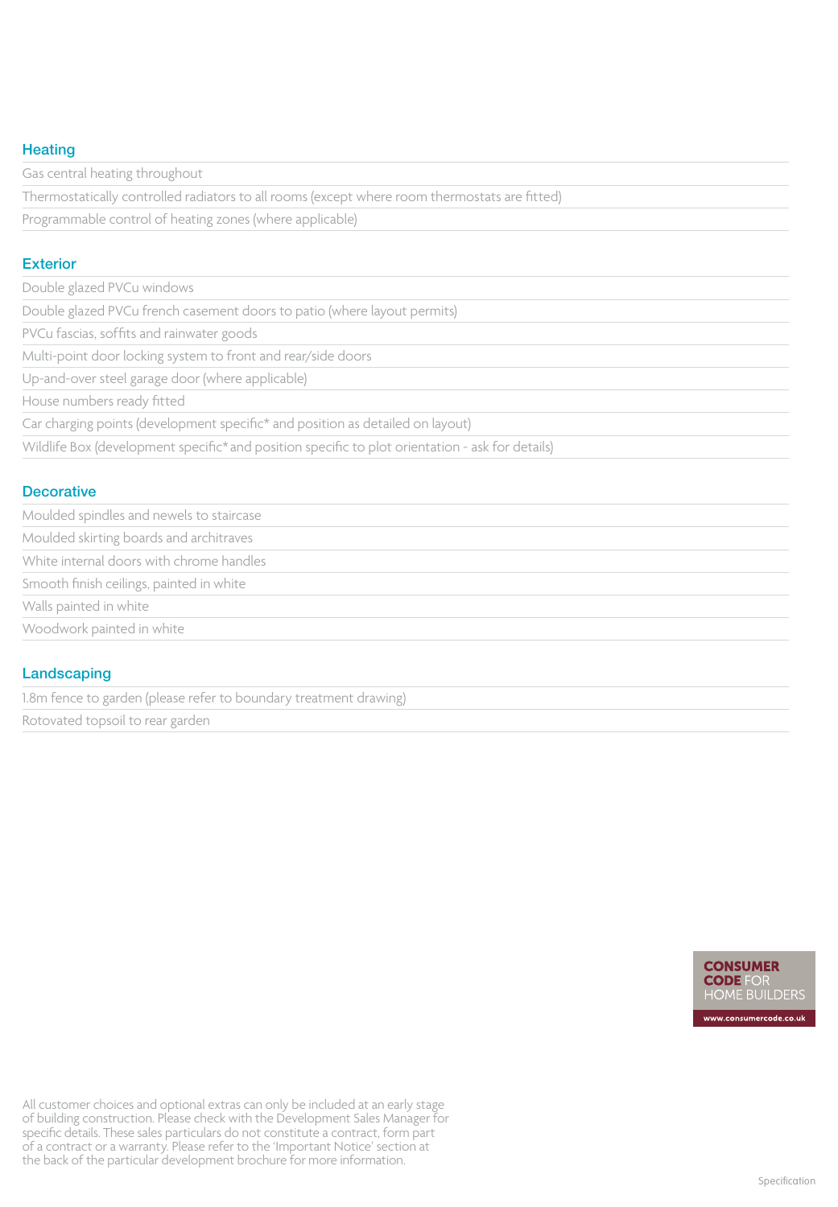## Heating

- Gas central heating throughout
- Thermostatically controlled radiators to all rooms (except where room thermostats are fitted)
- Programmable control of heating zones (where applicable)

## Exterior

- Double glazed PVCu windows
- Double glazed PVCu french casement doors to patio (where layout permits)
- PVCu fascias, soffits and rainwater goods
- Multi-point door locking system to front and rear/side doors
- Up-and-over steel garage door (where applicable)
- House numbers ready fitted
- Car charging points (development specific* and position as detailed on layout)
- Wildlife Box (development specific* and position specific to plot orientation - ask for details)

## Decorative

- Moulded spindles and newels to staircase
- Moulded skirting boards and architraves
- White internal doors with chrome handles
- Smooth finish ceilings, painted in white
- Walls painted in white
- Woodwork painted in white

## Landscaping

- 1.8m fence to garden (please refer to boundary treatment drawing)
- Rotovated topsoil to rear garden

**CONSUMER CODE** FOR HOME BUILDERS
www.consumercode.co.uk

All customer choices and optional extras can only be included at an early stage of building construction. Please check with the Development Sales Manager for specific details. These sales particulars do not constitute a contract, form part of a contract or a warranty. Please refer to the 'Important Notice' section at the back of the particular development brochure for more information.